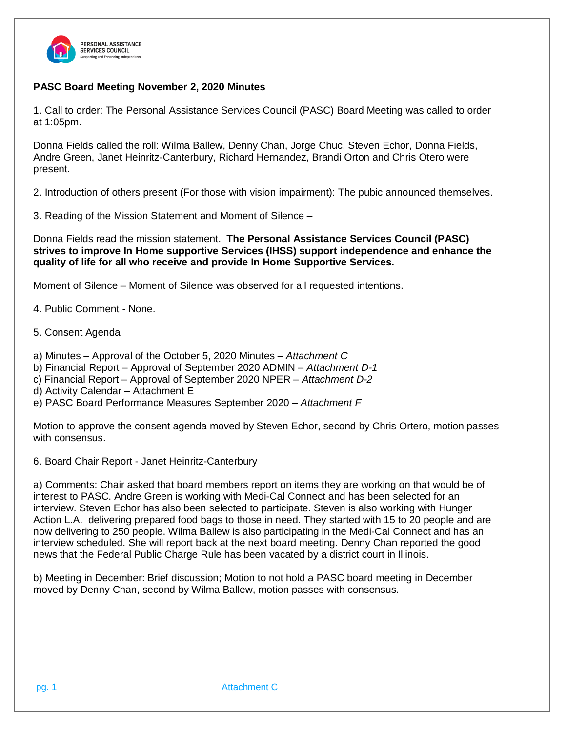PERSONAL ASSISTANCE SERVICES COUNCIL
Supporting and Enhancing Independence

**PASC Board Meeting November 2, 2020 Minutes**

1. Call to order: The Personal Assistance Services Council (PASC) Board Meeting was called to order at 1:05pm.

Donna Fields called the roll: Wilma Ballew, Denny Chan, Jorge Chuc, Steven Echor, Donna Fields, Andre Green, Janet Heinritz-Canterbury, Richard Hernandez, Brandi Orton and Chris Otero were present.

2. Introduction of others present (For those with vision impairment): The pubic announced themselves.

3. Reading of the Mission Statement and Moment of Silence –

Donna Fields read the mission statement. **The Personal Assistance Services Council (PASC) strives to improve In Home supportive Services (IHSS) support independence and enhance the quality of life for all who receive and provide In Home Supportive Services.**

Moment of Silence – Moment of Silence was observed for all requested intentions.

4. Public Comment - None.

5. Consent Agenda

a) Minutes – Approval of the October 5, 2020 Minutes – *Attachment C*
b) Financial Report – Approval of September 2020 ADMIN – *Attachment D-1*
c) Financial Report – Approval of September 2020 NPER – *Attachment D-2*
d) Activity Calendar – Attachment E
e) PASC Board Performance Measures September 2020 – *Attachment F*

Motion to approve the consent agenda moved by Steven Echor, second by Chris Ortero, motion passes with consensus.

6. Board Chair Report - Janet Heinritz-Canterbury

a) Comments: Chair asked that board members report on items they are working on that would be of interest to PASC. Andre Green is working with Medi-Cal Connect and has been selected for an interview. Steven Echor has also been selected to participate. Steven is also working with Hunger Action L.A. delivering prepared food bags to those in need. They started with 15 to 20 people and are now delivering to 250 people. Wilma Ballew is also participating in the Medi-Cal Connect and has an interview scheduled. She will report back at the next board meeting. Denny Chan reported the good news that the Federal Public Charge Rule has been vacated by a district court in Illinois.

b) Meeting in December: Brief discussion; Motion to not hold a PASC board meeting in December moved by Denny Chan, second by Wilma Ballew, motion passes with consensus.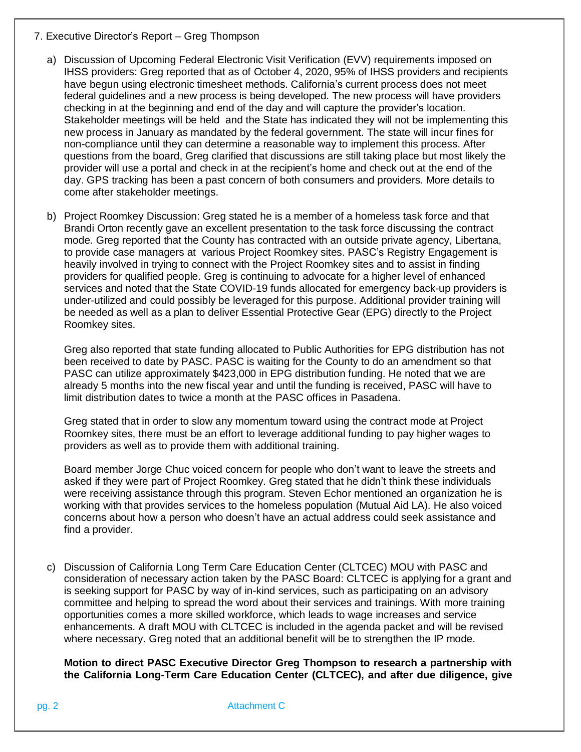7. Executive Director's Report – Greg Thompson

a) Discussion of Upcoming Federal Electronic Visit Verification (EVV) requirements imposed on IHSS providers: Greg reported that as of October 4, 2020, 95% of IHSS providers and recipients have begun using electronic timesheet methods. California's current process does not meet federal guidelines and a new process is being developed. The new process will have providers checking in at the beginning and end of the day and will capture the provider's location. Stakeholder meetings will be held and the State has indicated they will not be implementing this new process in January as mandated by the federal government. The state will incur fines for non-compliance until they can determine a reasonable way to implement this process. After questions from the board, Greg clarified that discussions are still taking place but most likely the provider will use a portal and check in at the recipient's home and check out at the end of the day. GPS tracking has been a past concern of both consumers and providers. More details to come after stakeholder meetings.

b) Project Roomkey Discussion: Greg stated he is a member of a homeless task force and that Brandi Orton recently gave an excellent presentation to the task force discussing the contract mode. Greg reported that the County has contracted with an outside private agency, Libertana, to provide case managers at various Project Roomkey sites. PASC's Registry Engagement is heavily involved in trying to connect with the Project Roomkey sites and to assist in finding providers for qualified people. Greg is continuing to advocate for a higher level of enhanced services and noted that the State COVID-19 funds allocated for emergency back-up providers is under-utilized and could possibly be leveraged for this purpose. Additional provider training will be needed as well as a plan to deliver Essential Protective Gear (EPG) directly to the Project Roomkey sites.

   Greg also reported that state funding allocated to Public Authorities for EPG distribution has not been received to date by PASC. PASC is waiting for the County to do an amendment so that PASC can utilize approximately $423,000 in EPG distribution funding. He noted that we are already 5 months into the new fiscal year and until the funding is received, PASC will have to limit distribution dates to twice a month at the PASC offices in Pasadena.

   Greg stated that in order to slow any momentum toward using the contract mode at Project Roomkey sites, there must be an effort to leverage additional funding to pay higher wages to providers as well as to provide them with additional training.

   Board member Jorge Chuc voiced concern for people who don't want to leave the streets and asked if they were part of Project Roomkey. Greg stated that he didn't think these individuals were receiving assistance through this program. Steven Echor mentioned an organization he is working with that provides services to the homeless population (Mutual Aid LA). He also voiced concerns about how a person who doesn't have an actual address could seek assistance and find a provider.

c) Discussion of California Long Term Care Education Center (CLTCEC) MOU with PASC and consideration of necessary action taken by the PASC Board: CLTCEC is applying for a grant and is seeking support for PASC by way of in-kind services, such as participating on an advisory committee and helping to spread the word about their services and trainings. With more training opportunities comes a more skilled workforce, which leads to wage increases and service enhancements. A draft MOU with CLTCEC is included in the agenda packet and will be revised where necessary. Greg noted that an additional benefit will be to strengthen the IP mode.

   **Motion to direct PASC Executive Director Greg Thompson to research a partnership with the California Long-Term Care Education Center (CLTCEC), and after due diligence, give**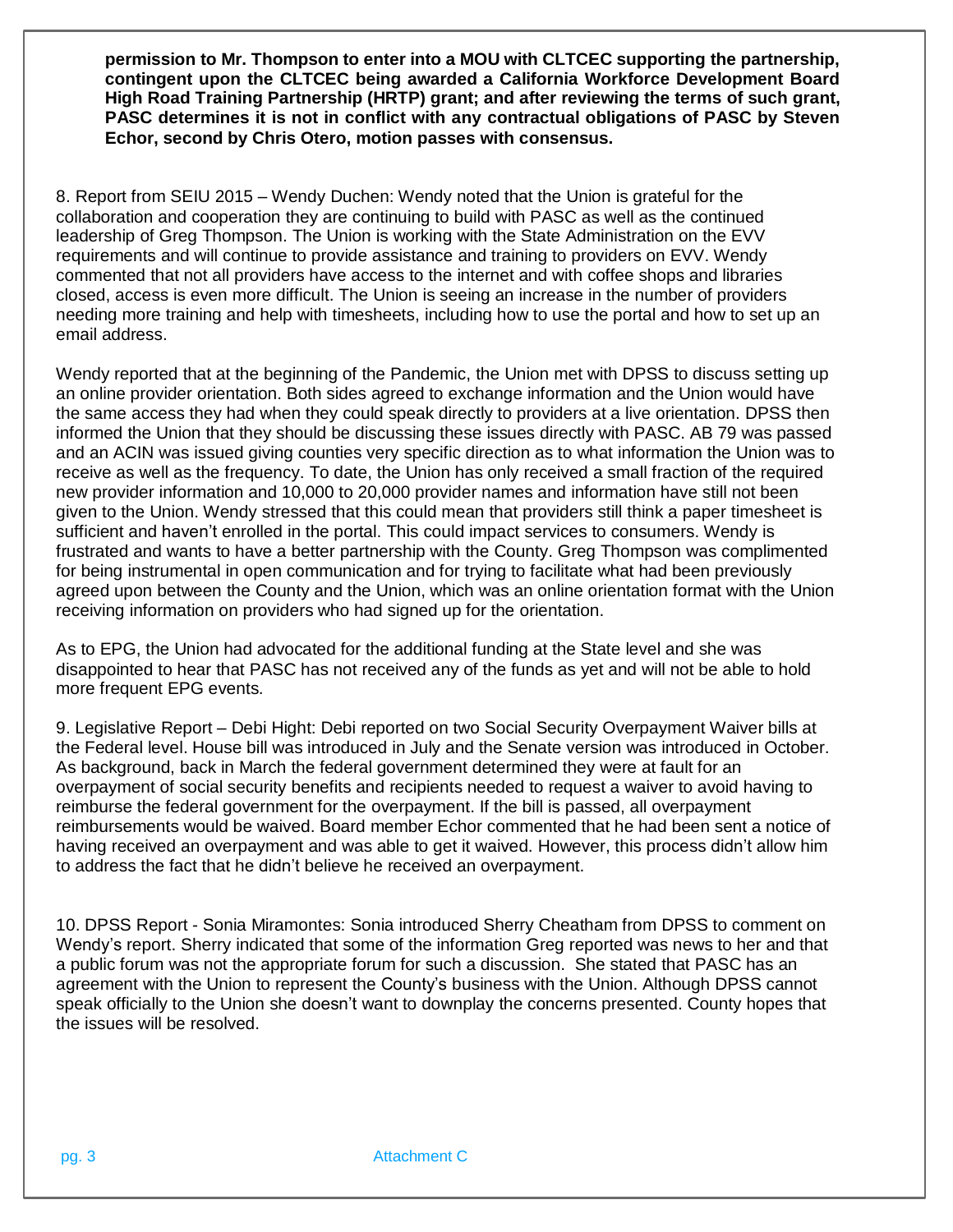**permission to Mr. Thompson to enter into a MOU with CLTCEC supporting the partnership, contingent upon the CLTCEC being awarded a California Workforce Development Board High Road Training Partnership (HRTP) grant; and after reviewing the terms of such grant, PASC determines it is not in conflict with any contractual obligations of PASC by Steven Echor, second by Chris Otero, motion passes with consensus.**

8. Report from SEIU 2015 – Wendy Duchen: Wendy noted that the Union is grateful for the collaboration and cooperation they are continuing to build with PASC as well as the continued leadership of Greg Thompson. The Union is working with the State Administration on the EVV requirements and will continue to provide assistance and training to providers on EVV. Wendy commented that not all providers have access to the internet and with coffee shops and libraries closed, access is even more difficult. The Union is seeing an increase in the number of providers needing more training and help with timesheets, including how to use the portal and how to set up an email address.

Wendy reported that at the beginning of the Pandemic, the Union met with DPSS to discuss setting up an online provider orientation. Both sides agreed to exchange information and the Union would have the same access they had when they could speak directly to providers at a live orientation. DPSS then informed the Union that they should be discussing these issues directly with PASC. AB 79 was passed and an ACIN was issued giving counties very specific direction as to what information the Union was to receive as well as the frequency. To date, the Union has only received a small fraction of the required new provider information and 10,000 to 20,000 provider names and information have still not been given to the Union. Wendy stressed that this could mean that providers still think a paper timesheet is sufficient and haven't enrolled in the portal. This could impact services to consumers. Wendy is frustrated and wants to have a better partnership with the County. Greg Thompson was complimented for being instrumental in open communication and for trying to facilitate what had been previously agreed upon between the County and the Union, which was an online orientation format with the Union receiving information on providers who had signed up for the orientation.

As to EPG, the Union had advocated for the additional funding at the State level and she was disappointed to hear that PASC has not received any of the funds as yet and will not be able to hold more frequent EPG events.

9. Legislative Report – Debi Hight: Debi reported on two Social Security Overpayment Waiver bills at the Federal level. House bill was introduced in July and the Senate version was introduced in October. As background, back in March the federal government determined they were at fault for an overpayment of social security benefits and recipients needed to request a waiver to avoid having to reimburse the federal government for the overpayment. If the bill is passed, all overpayment reimbursements would be waived. Board member Echor commented that he had been sent a notice of having received an overpayment and was able to get it waived. However, this process didn't allow him to address the fact that he didn't believe he received an overpayment.

10. DPSS Report - Sonia Miramontes: Sonia introduced Sherry Cheatham from DPSS to comment on Wendy's report. Sherry indicated that some of the information Greg reported was news to her and that a public forum was not the appropriate forum for such a discussion. She stated that PASC has an agreement with the Union to represent the County's business with the Union. Although DPSS cannot speak officially to the Union she doesn't want to downplay the concerns presented. County hopes that the issues will be resolved.

Attachment C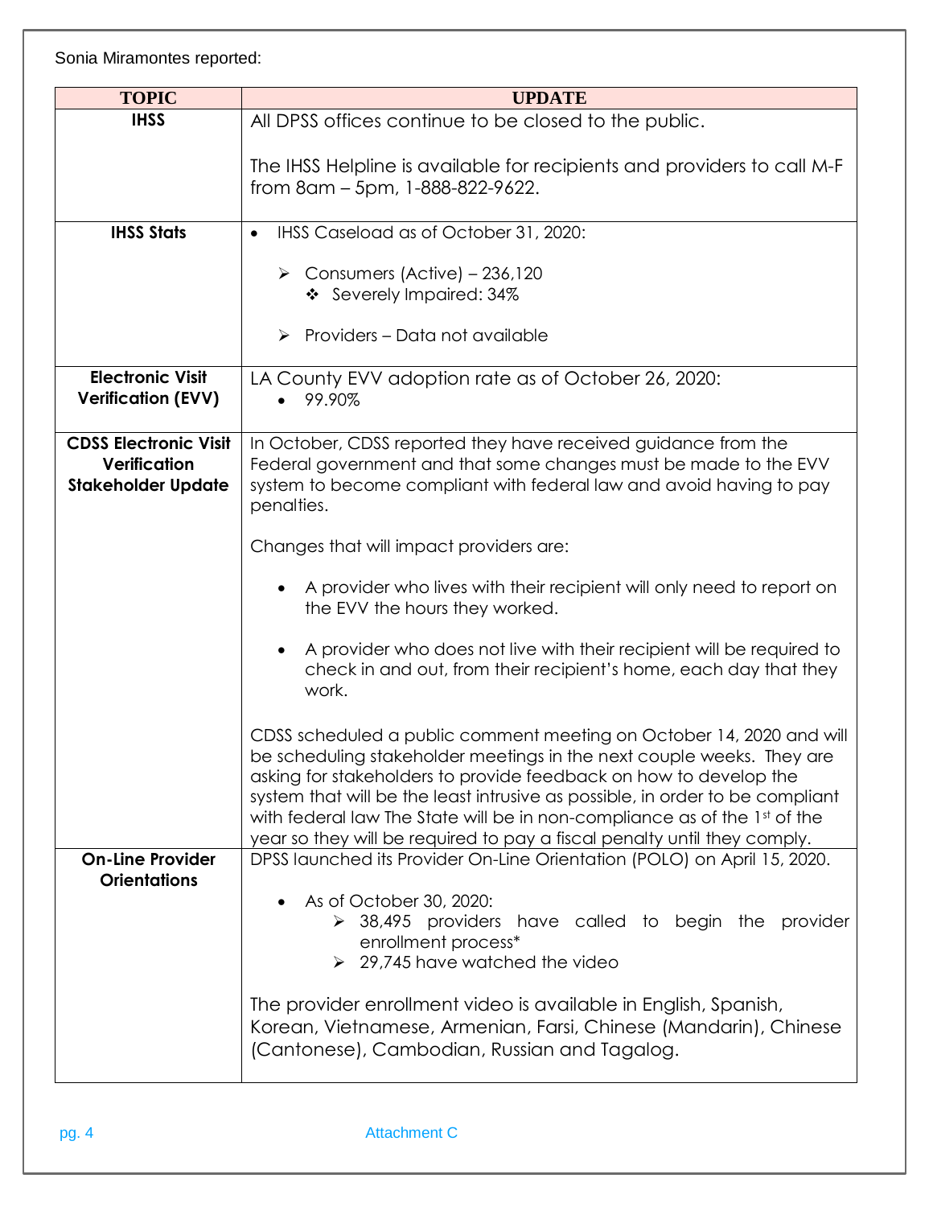Sonia Miramontes reported:

| TOPIC | UPDATE |
|---|---|
| **IHSS** | All DPSS offices continue to be closed to the public.<br><br>The IHSS Helpline is available for recipients and providers to call M-F from 8am – 5pm, 1-888-822-9622. |
| **IHSS Stats** | • IHSS Caseload as of October 31, 2020:<br>➢ Consumers (Active) – 236,120<br>❖ Severely Impaired: 34%<br>➢ Providers – Data not available |
| **Electronic Visit Verification (EVV)** | LA County EVV adoption rate as of October 26, 2020:<br>• 99.90% |
| **CDSS Electronic Visit Verification Stakeholder Update** | In October, CDSS reported they have received guidance from the Federal government and that some changes must be made to the EVV system to become compliant with federal law and avoid having to pay penalties.<br><br>Changes that will impact providers are:<br>• A provider who lives with their recipient will only need to report on the EVV the hours they worked.<br>• A provider who does not live with their recipient will be required to check in and out, from their recipient's home, each day that they work.<br><br>CDSS scheduled a public comment meeting on October 14, 2020 and will be scheduling stakeholder meetings in the next couple weeks. They are asking for stakeholders to provide feedback on how to develop the system that will be the least intrusive as possible, in order to be compliant with federal law The State will be in non-compliance as of the 1st of the year so they will be required to pay a fiscal penalty until they comply. |
| **On-Line Provider Orientations** | DPSS launched its Provider On-Line Orientation (POLO) on April 15, 2020.<br>• As of October 30, 2020:<br>➢ 38,495 providers have called to begin the provider enrollment process*<br>➢ 29,745 have watched the video<br><br>The provider enrollment video is available in English, Spanish, Korean, Vietnamese, Armenian, Farsi, Chinese (Mandarin), Chinese (Cantonese), Cambodian, Russian and Tagalog. |

Attachment C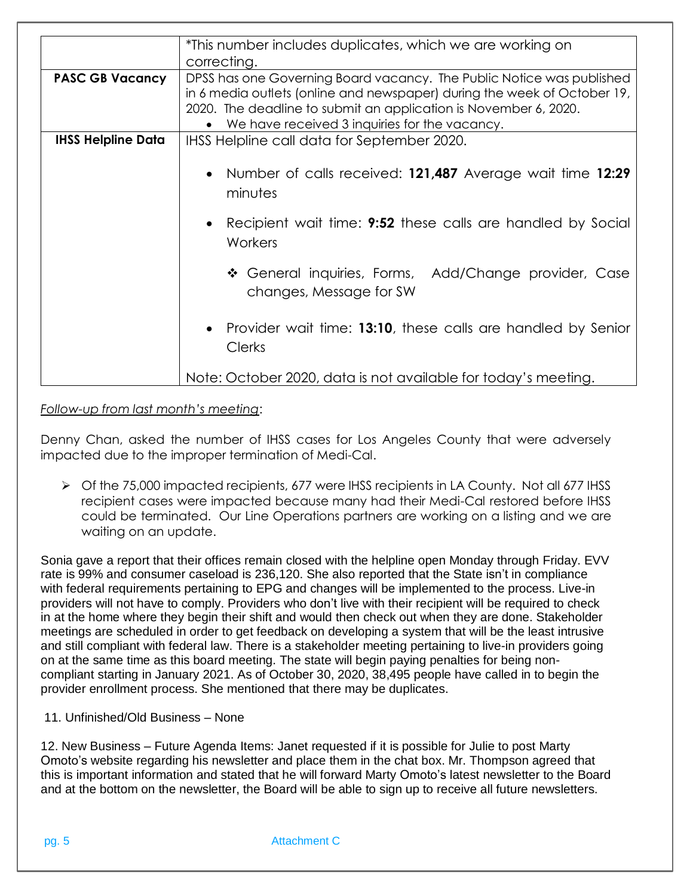|  |  |
|---|---|
|  | *This number includes duplicates, which we are working on correcting. |
| **PASC GB Vacancy** | DPSS has one Governing Board vacancy. The Public Notice was published in 6 media outlets (online and newspaper) during the week of October 19, 2020. The deadline to submit an application is November 6, 2020.<br>• We have received 3 inquiries for the vacancy. |
| **IHSS Helpline Data** | IHSS Helpline call data for September 2020.<br>• Number of calls received: **121,487** Average wait time **12:29** minutes<br>• Recipient wait time: **9:52** these calls are handled by Social Workers<br>❖ General inquiries, Forms, Add/Change provider, Case changes, Message for SW<br>• Provider wait time: **13:10**, these calls are handled by Senior Clerks<br>Note: October 2020, data is not available for today's meeting. |

*Follow-up from last month's meeting*:

Denny Chan, asked the number of IHSS cases for Los Angeles County that were adversely impacted due to the improper termination of Medi-Cal.

- Of the 75,000 impacted recipients, 677 were IHSS recipients in LA County. Not all 677 IHSS recipient cases were impacted because many had their Medi-Cal restored before IHSS could be terminated. Our Line Operations partners are working on a listing and we are waiting on an update.

Sonia gave a report that their offices remain closed with the helpline open Monday through Friday. EVV rate is 99% and consumer caseload is 236,120. She also reported that the State isn't in compliance with federal requirements pertaining to EPG and changes will be implemented to the process. Live-in providers will not have to comply. Providers who don't live with their recipient will be required to check in at the home where they begin their shift and would then check out when they are done. Stakeholder meetings are scheduled in order to get feedback on developing a system that will be the least intrusive and still compliant with federal law. There is a stakeholder meeting pertaining to live-in providers going on at the same time as this board meeting. The state will begin paying penalties for being non-compliant starting in January 2021. As of October 30, 2020, 38,495 people have called in to begin the provider enrollment process. She mentioned that there may be duplicates.

11. Unfinished/Old Business – None

12. New Business – Future Agenda Items: Janet requested if it is possible for Julie to post Marty Omoto's website regarding his newsletter and place them in the chat box. Mr. Thompson agreed that this is important information and stated that he will forward Marty Omoto's latest newsletter to the Board and at the bottom on the newsletter, the Board will be able to sign up to receive all future newsletters.

Attachment C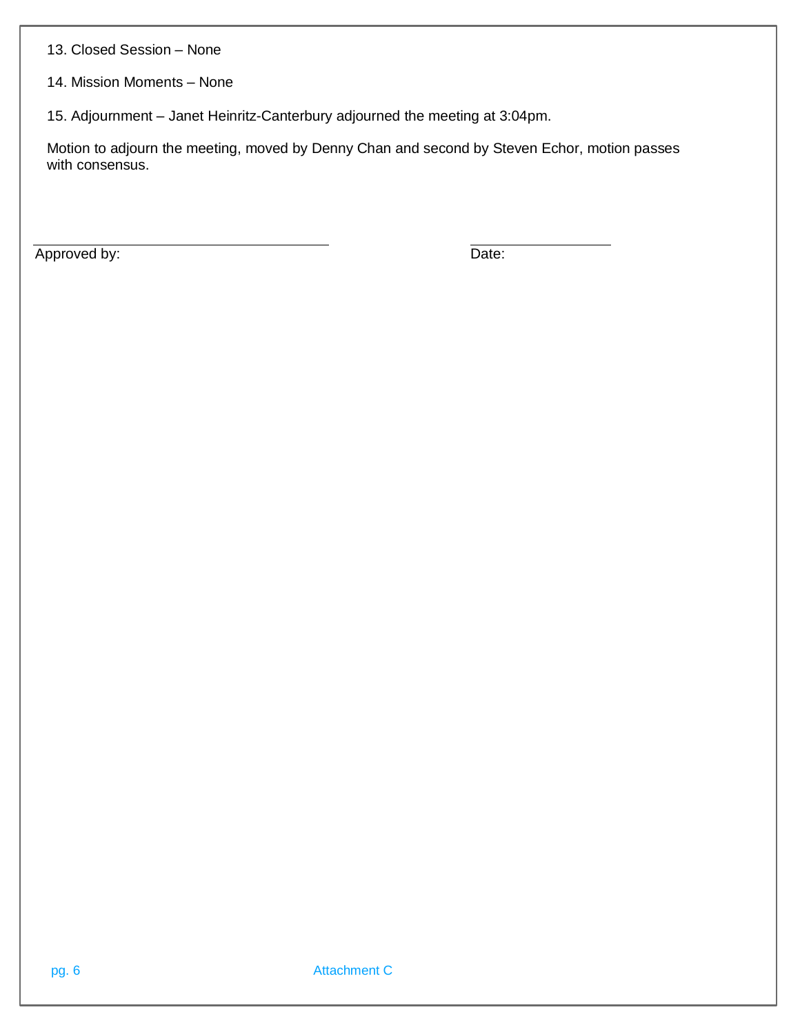13. Closed Session – None

14. Mission Moments – None

15. Adjournment – Janet Heinritz-Canterbury adjourned the meeting at 3:04pm.

Motion to adjourn the meeting, moved by Denny Chan and second by Steven Echor, motion passes with consensus.

Approved by: ______________________________ Date: ______________

Attachment C